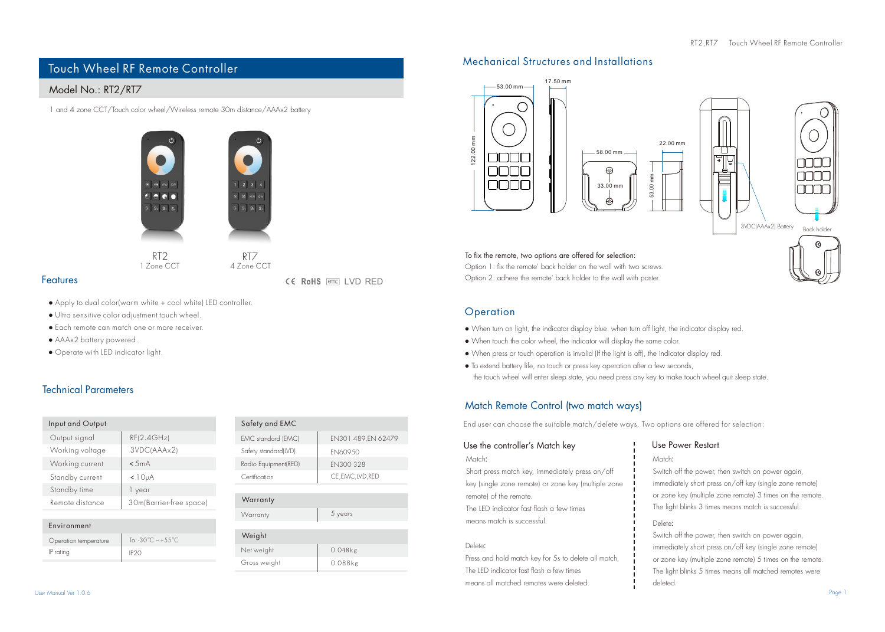# Touch Wheel RF Remote Controller

## Model No.: RT2/RT7

1 and 4 zone CCT/Touch color wheel/Wireless remote 30m distance/AAAx2 battery

RT2
1 Zone CCT

RT7
4 Zone CCT

## Features

CE RoHS emc LVD RED

- Apply to dual color(warm white + cool white) LED controller.
- Ultra sensitive color adjustment touch wheel.
- Each remote can match one or more receiver.
- AAAx2 battery powered.
- Operate with LED indicator light.

## Technical Parameters

| Input and Output | |
|---|---|
| Output signal | RF(2.4GHz) |
| Working voltage | 3VDC(AAAx2) |
| Working current | <5mA |
| Standby current | <10μA |
| Standby time | 1 year |
| Remote distance | 30m(Barrier-free space) |

| Environment | |
|---|---|
| Operation temperature | Ta: -30°C ~ +55°C |
| IP rating | IP20 |

| Safety and EMC | |
|---|---|
| EMC standard (EMC) | EN301 489,EN 62479 |
| Safety standard(LVD) | EN60950 |
| Radio Equipment(RED) | EN300 328 |
| Certification | CE,EMC,LVD,RED |

| Warranty | |
|---|---|
| Warranty | 5 years |

| Weight | |
|---|---|
| Net weight | 0.048kg |
| Gross weight | 0.088kg |

## Mechanical Structures and Installations

53.00 mm, 17.50 mm, 122.00 mm, 58.00 mm, 33.00 mm, 53.00 mm, 22.00 mm

3VDC(AAAx2) Battery

Back holder

To fix the remote, two options are offered for selection:

Option 1: fix the remote' back holder on the wall with two screws.

Option 2: adhere the remote' back holder to the wall with paster.

## Operation

- When turn on light, the indicator display blue. when turn off light, the indicator display red.
- When touch the color wheel, the indicator will display the same color.
- When press or touch operation is invalid (If the light is off), the indicator display red.
- To extend battery life, no touch or press key operation after a few seconds, the touch wheel will enter sleep state, you need press any key to make touch wheel quit sleep state.

## Match Remote Control (two match ways)

End user can choose the suitable match/delete ways. Two options are offered for selection:

### Use the controller's Match key

Match:

Short press match key, immediately press on/off key (single zone remote) or zone key (multiple zone remote) of the remote.

The LED indicator fast flash a few times means match is successful.

Delete:

Press and hold match key for 5s to delete all match, The LED indicator fast flash a few times means all matched remotes were deleted.

### Use Power Restart

Match:

Switch off the power, then switch on power again, immediately short press on/off key (single zone remote) or zone key (multiple zone remote) 3 times on the remote.

The light blinks 3 times means match is successful.

Delete:

Switch off the power, then switch on power again, immediately short press on/off key (single zone remote) or zone key (multiple zone remote) 5 times on the remote.

The light blinks 5 times means all matched remotes were deleted.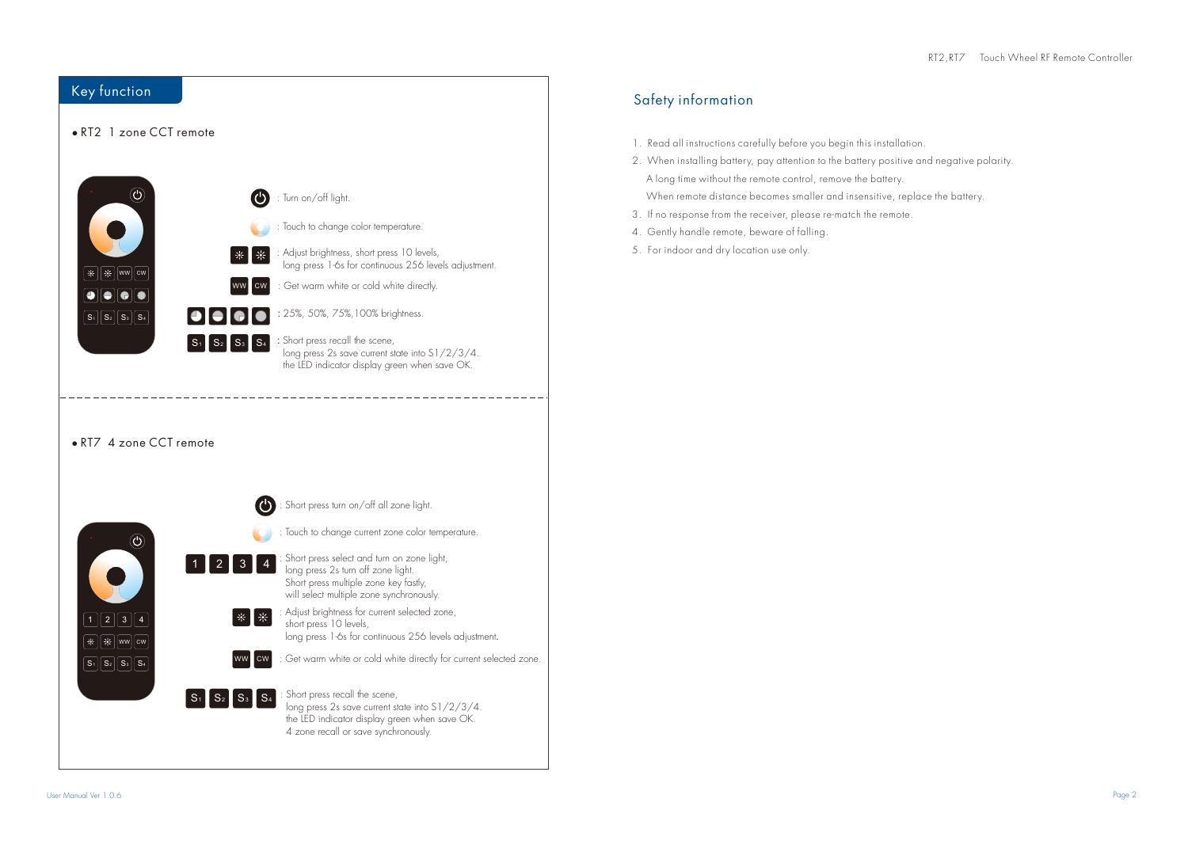## Key function

- RT2 1 zone CCT remote

: Turn on/off light.

: Touch to change color temperature.

: Adjust brightness, short press 10 levels, long press 1-6s for continuous 256 levels adjustment.

WW CW : Get warm white or cold white directly.

: 25%, 50%, 75%,100% brightness.

S1 S2 S3 S4 : Short press recall the scene, long press 2s save current state into S1/2/3/4. the LED indicator display green when save OK.

- RT7 4 zone CCT remote

: Short press turn on/off all zone light.

: Touch to change current zone color temperature.

1 2 3 4 : Short press select and turn on zone light, long press 2s turn off zone light. Short press multiple zone key fastly, will select multiple zone synchronously.

: Adjust brightness for current selected zone, short press 10 levels, long press 1-6s for continuous 256 levels adjustment.

WW CW : Get warm white or cold white directly for current selected zone.

S1 S2 S3 S4 : Short press recall the scene, long press 2s save current state into S1/2/3/4. the LED indicator display green when save OK. 4 zone recall or save synchronously.

## Safety information

1. Read all instructions carefully before you begin this installation.
2. When installing battery, pay attention to the battery positive and negative polarity.
   A long time without the remote control, remove the battery.
   When remote distance becomes smaller and insensitive, replace the battery.
3. If no response from the receiver, please re-match the remote.
4. Gently handle remote, beware of falling.
5. For indoor and dry location use only.